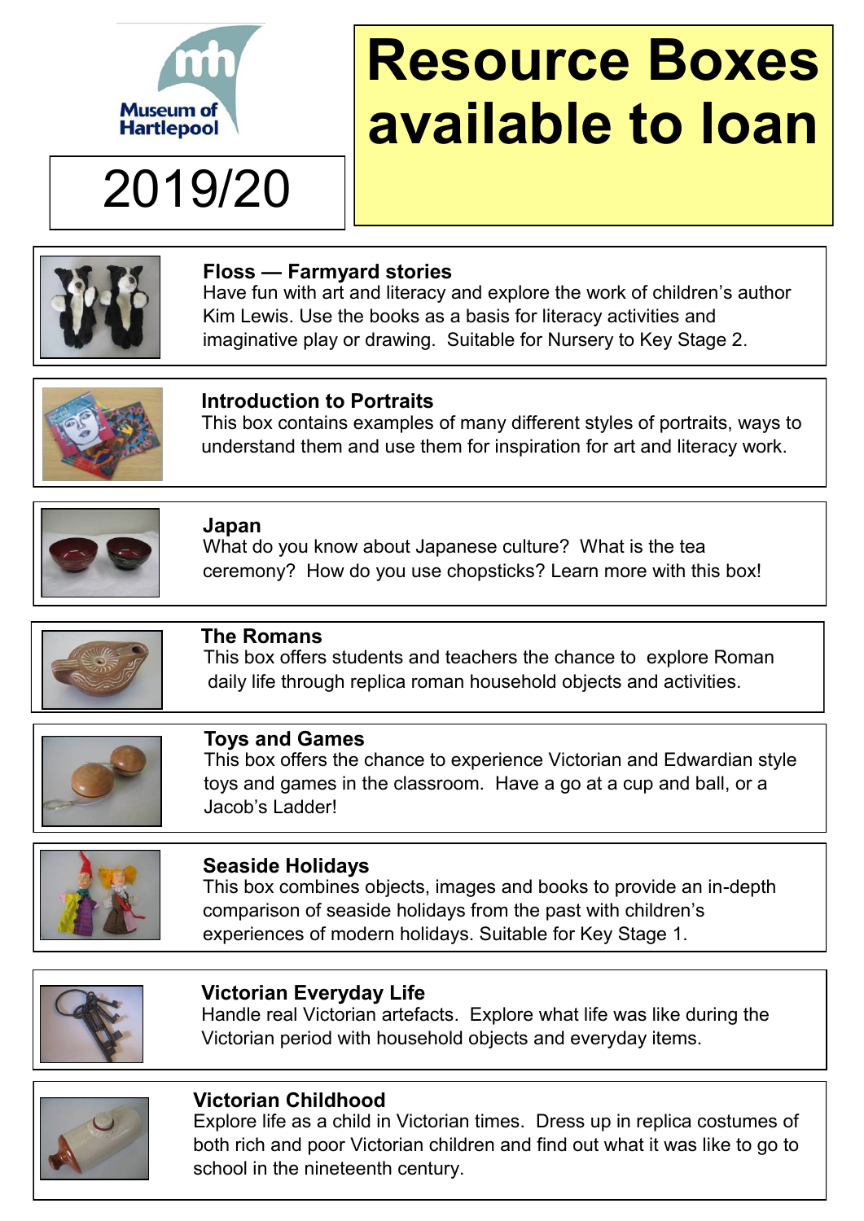Museum of Hartlepool

2019/20

# Resource Boxes available to loan

### Floss — Farmyard stories

Have fun with art and literacy and explore the work of children's author Kim Lewis. Use the books as a basis for literacy activities and imaginative play or drawing. Suitable for Nursery to Key Stage 2.

### Introduction to Portraits

This box contains examples of many different styles of portraits, ways to understand them and use them for inspiration for art and literacy work.

### Japan

What do you know about Japanese culture? What is the tea ceremony? How do you use chopsticks? Learn more with this box!

### The Romans

This box offers students and teachers the chance to explore Roman daily life through replica roman household objects and activities.

### Toys and Games

This box offers the chance to experience Victorian and Edwardian style toys and games in the classroom. Have a go at a cup and ball, or a Jacob's Ladder!

### Seaside Holidays

This box combines objects, images and books to provide an in-depth comparison of seaside holidays from the past with children's experiences of modern holidays. Suitable for Key Stage 1.

### Victorian Everyday Life

Handle real Victorian artefacts. Explore what life was like during the Victorian period with household objects and everyday items.

### Victorian Childhood

Explore life as a child in Victorian times. Dress up in replica costumes of both rich and poor Victorian children and find out what it was like to go to school in the nineteenth century.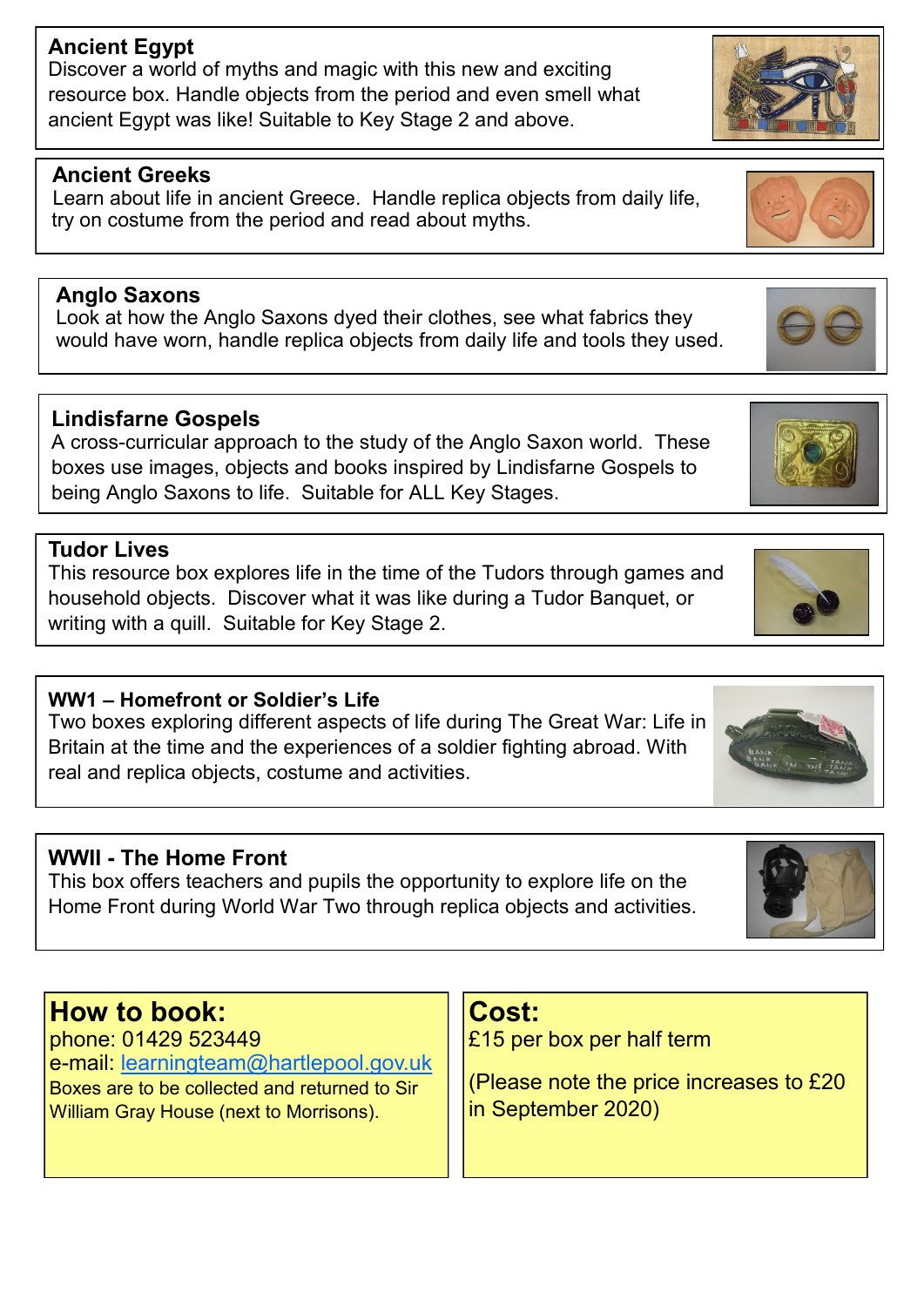## Ancient Egypt

Discover a world of myths and magic with this new and exciting resource box. Handle objects from the period and even smell what ancient Egypt was like! Suitable to Key Stage 2 and above.

## Ancient Greeks

Learn about life in ancient Greece. Handle replica objects from daily life, try on costume from the period and read about myths.

## Anglo Saxons

Look at how the Anglo Saxons dyed their clothes, see what fabrics they would have worn, handle replica objects from daily life and tools they used.

## Lindisfarne Gospels

A cross-curricular approach to the study of the Anglo Saxon world. These boxes use images, objects and books inspired by Lindisfarne Gospels to being Anglo Saxons to life. Suitable for ALL Key Stages.

## Tudor Lives

This resource box explores life in the time of the Tudors through games and household objects. Discover what it was like during a Tudor Banquet, or writing with a quill. Suitable for Key Stage 2.

## WW1 – Homefront or Soldier's Life

Two boxes exploring different aspects of life during The Great War: Life in Britain at the time and the experiences of a soldier fighting abroad. With real and replica objects, costume and activities.

## WWII - The Home Front

This box offers teachers and pupils the opportunity to explore life on the Home Front during World War Two through replica objects and activities.

## How to book:

phone: 01429 523449
e-mail: learningteam@hartlepool.gov.uk
Boxes are to be collected and returned to Sir William Gray House (next to Morrisons).

## Cost:

£15 per box per half term

(Please note the price increases to £20 in September 2020)